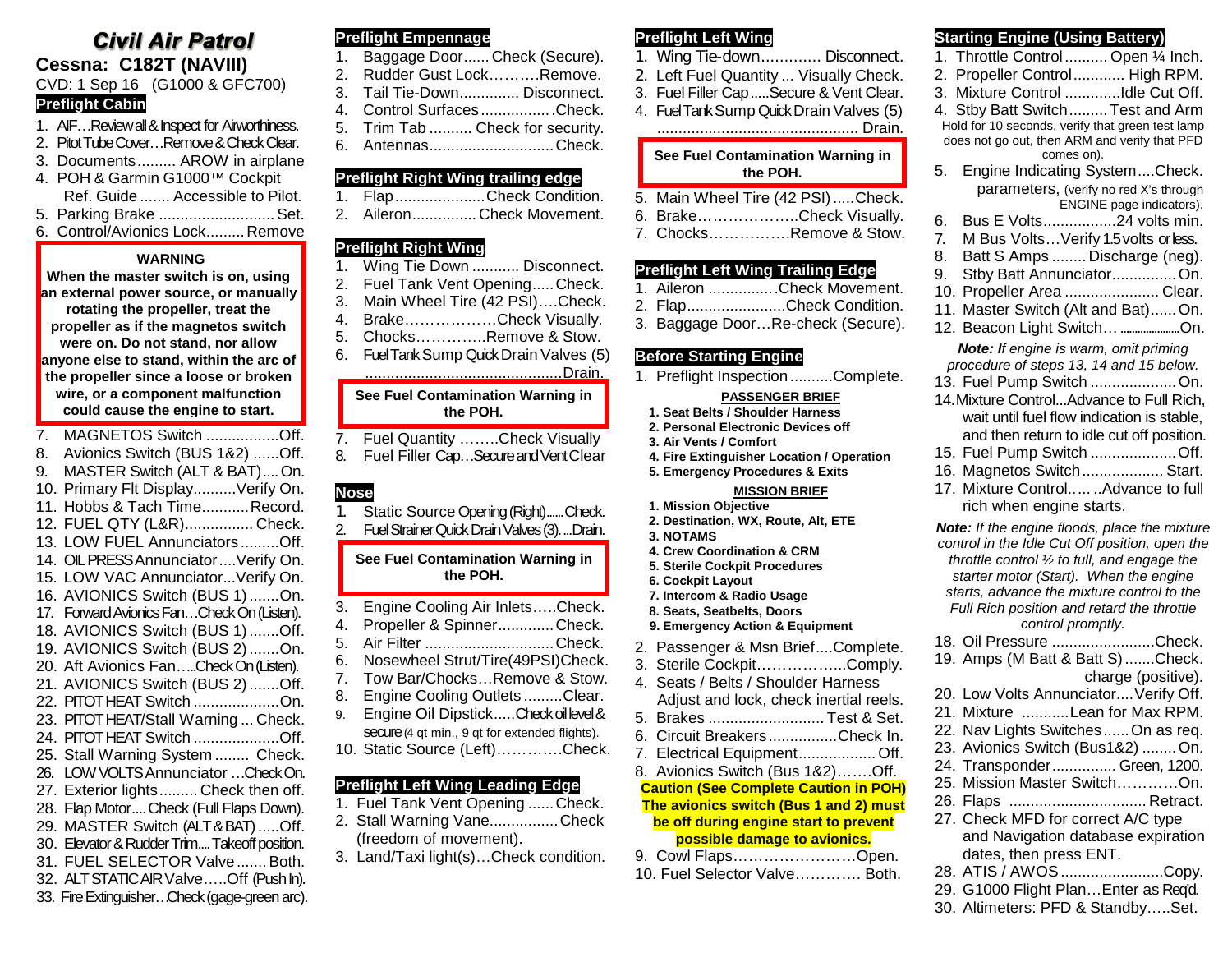# Civil Air Patrol

## Cessna: C182T (NAVIII)

CVD: 1 Sep 16 (G1000 & GFC700)

### Preflight Cabin

1. AIF…Review all & Inspect for Airworthiness.
2. Pitot Tube Cover…Remove & Check Clear.
3. Documents......... AROW in airplane
4. POH & Garmin G1000™ Cockpit Ref. Guide ....... Accessible to Pilot.
5. Parking Brake ........................... Set.
6. Control/Avionics Lock......... Remove

> **WARNING**
>
> **When the master switch is on, using an external power source, or manually rotating the propeller, treat the propeller as if the magnetos switch were on. Do not stand, nor allow anyone else to stand, within the arc of the propeller since a loose or broken wire, or a component malfunction could cause the engine to start.**

7. MAGNETOS Switch .................Off.
8. Avionics Switch (BUS 1&2) ......Off.
9. MASTER Switch (ALT & BAT)....On.
10. Primary Flt Display..........Verify On.
11. Hobbs & Tach Time...........Record.
12. FUEL QTY (L&R)................ Check.
13. LOW FUEL Annunciators.........Off.
14. OIL PRESS Annunciator....Verify On.
15. LOW VAC Annunciator....Verify On.
16. AVIONICS Switch (BUS 1).......On.
17. Forward Avionics Fan…Check On (Listen).
18. AVIONICS Switch (BUS 1).......Off.
19. AVIONICS Switch (BUS 2).......On.
20. Aft Avionics Fan…..Check On (Listen).
21. AVIONICS Switch (BUS 2).......Off.
22. PITOT HEAT Switch ...................On.
23. PITOT HEAT/Stall Warning ... Check.
24. PITOT HEAT Switch ...................Off.
25. Stall Warning System ........ Check.
26. LOW VOLTS Annunciator …Check On.
27. Exterior lights......... Check then off.
28. Flap Motor.... Check (Full Flaps Down).
29. MASTER Switch (ALT & BAT).....Off.
30. Elevator & Rudder Trim.... Takeoff position.
31. FUEL SELECTOR Valve....... Both.
32. ALT STATIC AIR Valve…..Off (Push In).
33. Fire Extinguisher…Check (gage-green arc).

### Preflight Empennage

1. Baggage Door...... Check (Secure).
2. Rudder Gust Lock……….Remove.
3. Tail Tie-Down.............. Disconnect.
4. Control Surfaces................Check.
5. Trim Tab .......... Check for security.
6. Antennas............................Check.

### Preflight Right Wing trailing edge

1. Flap....................Check Condition.
2. Aileron............... Check Movement.

### Preflight Right Wing

1. Wing Tie Down ........... Disconnect.
2. Fuel Tank Vent Opening.....Check.
3. Main Wheel Tire (42 PSI)….Check.
4. Brake………………Check Visually.
5. Chocks…………..Remove & Stow.
6. Fuel Tank Sump Quick Drain Valves (5) ...............................................Drain.

> **See Fuel Contamination Warning in the POH.**

7. Fuel Quantity ……..Check Visually
8. Fuel Filler Cap…Secure and Vent Clear

### Nose

1. Static Source Opening (Right)......Check.
2. Fuel Strainer Quick Drain Valves (3). ...Drain.

> **See Fuel Contamination Warning in the POH.**

3. Engine Cooling Air Inlets…..Check.
4. Propeller & Spinner.............Check.
5. Air Filter .............................Check.
6. Nosewheel Strut/Tire(49PSI)Check.
7. Tow Bar/Chocks…Remove & Stow.
8. Engine Cooling Outlets .........Clear.
9. Engine Oil Dipstick.....Check oil level & secure (4 qt min., 9 qt for extended flights).
10. Static Source (Left)…………Check.

### Preflight Left Wing Leading Edge

1. Fuel Tank Vent Opening ......Check.
2. Stall Warning Vane................Check (freedom of movement).
3. Land/Taxi light(s)…Check condition.

### Preflight Left Wing

1. Wing Tie-down............. Disconnect.
2. Left Fuel Quantity ... Visually Check.
3. Fuel Filler Cap.....Secure & Vent Clear.
4. Fuel Tank Sump Quick Drain Valves (5) ............................................... Drain.

> **See Fuel Contamination Warning in the POH.**

5. Main Wheel Tire (42 PSI) .....Check.
6. Brake………………..Check Visually.
7. Chocks…………….Remove & Stow.

### Preflight Left Wing Trailing Edge

1. Aileron ................Check Movement.
2. Flap.......................Check Condition.
3. Baggage Door…Re-check (Secure).

### Before Starting Engine

1. Preflight Inspection..........Complete.

**PASSENGER BRIEF**

1. **Seat Belts / Shoulder Harness**
2. **Personal Electronic Devices off**
3. **Air Vents / Comfort**
4. **Fire Extinguisher Location / Operation**
5. **Emergency Procedures & Exits**

**MISSION BRIEF**

1. **Mission Objective**
2. **Destination, WX, Route, Alt, ETE**
3. **NOTAMS**
4. **Crew Coordination & CRM**
5. **Sterile Cockpit Procedures**
6. **Cockpit Layout**
7. **Intercom & Radio Usage**
8. **Seats, Seatbelts, Doors**
9. **Emergency Action & Equipment**

2. Passenger & Msn Brief....Complete.
3. Sterile Cockpit……………..Comply.
4. Seats / Belts / Shoulder Harness Adjust and lock, check inertial reels.
5. Brakes .......................... Test & Set.
6. Circuit Breakers................Check In.
7. Electrical Equipment.................. Off.
8. Avionics Switch (Bus 1&2)…….Off.

**Caution (See Complete Caution in POH) The avionics switch (Bus 1 and 2) must be off during engine start to prevent possible damage to avionics.**

9. Cowl Flaps……………………Open.
10. Fuel Selector Valve………… Both.

### Starting Engine (Using Battery)

1. Throttle Control .......... Open ¼ Inch.
2. Propeller Control............ High RPM.
3. Mixture Control .............Idle Cut Off.
4. Stby Batt Switch......... Test and Arm
   Hold for 10 seconds, verify that green test lamp does not go out, then ARM and verify that PFD comes on).
5. Engine Indicating System....Check. parameters, (verify no red X's through ENGINE page indicators).
6. Bus E Volts.................24 volts min.
7. M Bus Volts…Verify 1.5 volts or less.
8. Batt S Amps ........ Discharge (neg).
9. Stby Batt Annunciator...............On.
10. Propeller Area ...................... Clear.
11. Master Switch (Alt and Bat)......On.
12. Beacon Light Switch… ...................On.

*Note: If engine is warm, omit priming procedure of steps 13, 14 and 15 below.*

13. Fuel Pump Switch ....................On.
14. Mixture Control...Advance to Full Rich, wait until fuel flow indication is stable, and then return to idle cut off position.
15. Fuel Pump Switch ....................Off.
16. Magnetos Switch.................. Start.
17. Mixture Control.… …Advance to full rich when engine starts.

*Note: If the engine floods, place the mixture control in the Idle Cut Off position, open the throttle control ½ to full, and engage the starter motor (Start). When the engine starts, advance the mixture control to the Full Rich position and retard the throttle control promptly.*

18. Oil Pressure ........................Check.
19. Amps (M Batt & Batt S).......Check. charge (positive).
20. Low Volts Annunciator....Verify Off.
21. Mixture ...........Lean for Max RPM.
22. Nav Lights Switches......On as req.
23. Avionics Switch (Bus1&2) ........On.
24. Transponder............... Green, 1200.
25. Mission Master Switch…………On.
26. Flaps ................................ Retract.
27. Check MFD for correct A/C type and Navigation database expiration dates, then press ENT.
28. ATIS / AWOS........................Copy.
29. G1000 Flight Plan…Enter as Req'd.
30. Altimeters: PFD & Standby…..Set.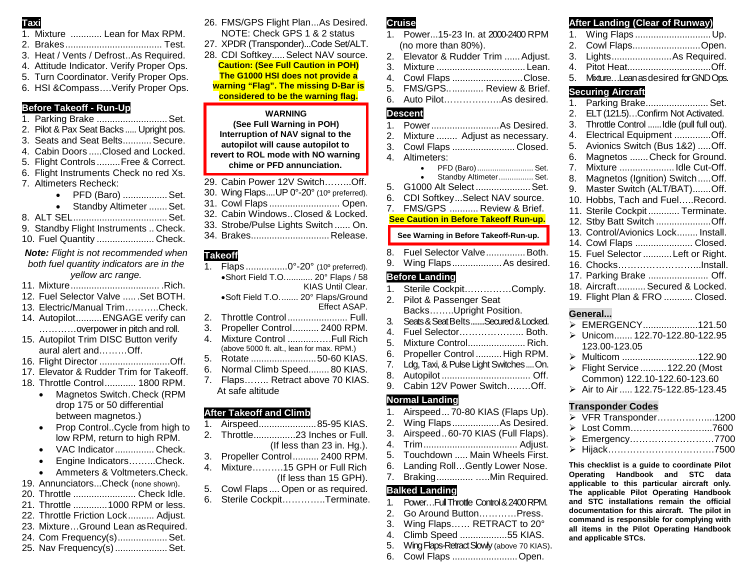## Taxi

1. Mixture ............ Lean for Max RPM.
2. Brakes ..................................... Test.
3. Heat / Vents / Defrost..As Required.
4. Attitude Indicator. Verify Proper Ops.
5. Turn Coordinator. Verify Proper Ops.
6. HSI &Compass….Verify Proper Ops.

## Before Takeoff - Run-Up

1. Parking Brake ........................... Set.
2. Pilot & Pax Seat Backs ..... Upright pos.
3. Seats and Seat Belts........... Secure.
4. Cabin Doors .....Closed and Locked.
5. Flight Controls .........Free & Correct.
6. Flight Instruments Check no red Xs.
7. Altimeters Recheck:
   - PFD (Baro) ................. Set.
   - Standby Altimeter ....... Set.
8. ALT SEL.................................... Set.
9. Standby Flight Instruments .. Check.
10. Fuel Quantity ...................... Check.

***Note:** Flight is not recommended when both fuel quantity indicators are in the yellow arc range.*

11. Mixture .................................. .Rich.
12. Fuel Selector Valve ...... .Set BOTH.
13. Electric/Manual Trim……….Check.
14. Autopilot..........ENGAGE verify can …………overpower in pitch and roll.
15. Autopilot Trim DISC Button verify aural alert and………Off.
16. Flight Director ...........................Off.
17. Elevator & Rudder Trim for Takeoff.
18. Throttle Control............ 1800 RPM.
    - Magnetos Switch. Check (RPM drop 175 or 50 differential between magnetos.)
    - Prop Control..Cycle from high to low RPM, return to high RPM.
    - VAC Indicator ............... Check.
    - Engine Indicators………Check.
    - Ammeters & Voltmeters.Check.
19. Annunciators...Check (none shown).
20. Throttle ........................ Check Idle.
21. Throttle .............1000 RPM or less.
22. Throttle Friction Lock.......... Adjust.
23. Mixture…Ground Lean as Required.
24. Com Frequency(s)................... Set.
25. Nav Frequency(s) .................... Set.
26. FMS/GPS Flight Plan...As Desired. NOTE: Check GPS 1 & 2 status
27. XPDR (Transponder)...Code Set/ALT.
28. CDI Softkey..... Select NAV source.

**Caution: (See Full Caution in POH) The G1000 HSI does not provide a warning "Flag". The missing D-Bar is considered to be the warning flag.**

**WARNING**
**(See Full Warning in POH) Interruption of NAV signal to the autopilot will cause autopilot to revert to ROL mode with NO warning chime or PFD annunciation.**

29. Cabin Power 12V Switch……..Off.
30. Wing Flaps....UP 0°-20° (10º preferred).
31. Cowl Flaps .......................... Open.
32. Cabin Windows..Closed & Locked.
33. Strobe/Pulse Lights Switch ..... On.
34. Brakes............................. Release.

## Takeoff

1. Flaps ................0°-20° (10º preferred).
   - Short Field T.O............ 20° Flaps / 58 KIAS Until Clear.
   - Soft Field T.O........ 20° Flaps/Ground Effect ASAP.
2. Throttle Control ....................... Full.
3. Propeller Control.......... 2400 RPM.
4. Mixture Control ……………Full Rich (above 5000 ft. alt., lean for max. RPM.)
5. Rotate .........................50-60 KIAS.
6. Normal Climb Speed........ 80 KIAS.
7. Flaps…….. Retract above 70 KIAS. At safe altitude

## After Takeoff and Climb

1. Airspeed......................85-95 KIAS.
2. Throttle................23 Inches or Full. (If less than 23 in. Hg.).
3. Propeller Control.......... 2400 RPM.
4. Mixture……….15 GPH or Full Rich (If less than 15 GPH).
5. Cowl Flaps .... Open or as required.
6. Sterile Cockpit………….Terminate.

## Cruise

1. Power...15-23 In. at 2000-2400 RPM (no more than 80%).
2. Elevator & Rudder Trim ...... Adjust.
3. Mixture .................................. Lean.
4. Cowl Flaps ...........................Close.
5. FMS/GPS.. ........... Review & Brief.
6. Auto Pilot………………As desired.

## Descent

1. Power..........................As Desired.
2. Mixture ........ Adjust as necessary.
3. Cowl Flaps ........................ Closed.
4. Altimeters:
   - PFD (Baro) .......................... Set.
   - Standby Altimeter ................ Set.
5. G1000 Alt Select ..................... Set.
6. CDI Softkey...Select NAV source.
7. FMS/GPS ........... Review & Brief.

**See Caution in Before Takeoff Run-up.**

**See Warning in Before Takeoff-Run-up.**

8. Fuel Selector Valve ............... Both.
9. Wing Flaps ...................As desired.

## Before Landing

1. Sterile Cockpit……………Comply.
2. Pilot & Passenger Seat Backs……..Upright Position.
3. Seats & Seat Belts........Secured & Locked.
4. Fuel Selector……………….. Both.
5. Mixture Control...................... Rich.
6. Propeller Control .......... High RPM.
7. Ldg, Taxi, & Pulse Light Switches ....On.
8. Autopilot ................................. Off.
9. Cabin 12V Power Switch……..Off.

## Normal Landing

1. Airspeed... 70-80 KIAS (Flaps Up).
2. Wing Flaps .................As Desired.
3. Airspeed.. 60-70 KIAS (Full Flaps).
4. Trim.................................... Adjust.
5. Touchdown ..... Main Wheels First.
6. Landing Roll…Gently Lower Nose.
7. Braking............. …..Min Required.

## Balked Landing

1. Power…Full Throttle Control & 2400 RPM.
2. Go Around Button…………Press.
3. Wing Flaps…… RETRACT to 20°
4. Climb Speed ..................55 KIAS.
5. Wing Flaps-Retract Slowly (above 70 KIAS).
6. Cowl Flaps .........................Open.

## After Landing (Clear of Runway)

1. Wing Flaps ............................. Up.
2. Cowl Flaps..........................Open.
3. Lights.......................As Required.
4. Pitot Heat................................Off.
5. Mixture…Lean as desired for GND Ops.

## Securing Aircraft

1. Parking Brake........................ Set.
2. ELT (121.5)…Confirm Not Activated.
3. Throttle Control ...... Idle (pull full out).
4. Electrical Equipment ..............Off.
5. Avionics Switch (Bus 1&2) .....Off.
6. Magnetos ....... Check for Ground.
7. Mixture .................... Idle Cut-Off.
8. Magnetos (Ignition) Switch.....Off.
9. Master Switch (ALT/BAT).......Off.
10. Hobbs, Tach and Fuel…..Record.
11. Sterile Cockpit ............ Terminate.
12. Stby Batt Switch .....................Off.
13. Control/Avionics Lock........ Install.
14. Cowl Flaps ...................... Closed.
15. Fuel Selector ...........Left or Right.
16. Chocks……………………..Install.
17. Parking Brake ....................... Off.
18. Aircraft........... Secured & Locked.
19. Flight Plan & FRO ........... Closed.

## General...

- EMERGENCY.....................121.50
- Unicom....... 122.70-122.80-122.95 123.00-123.05
- Multicom .............................122.90
- Flight Service ..........122.20 (Most Common) 122.10-122.60-123.60
- Air to Air ..... 122.75-122.85-123.45

## Transponder Codes

- VFR Transponder……………....1200
- Lost Comm……………………..7600
- Emergency………………………7700
- Hijack……………………………7500

**This checklist is a guide to coordinate Pilot Operating Handbook and STC data applicable to this particular aircraft only. The applicable Pilot Operating Handbook and STC installations remain the official documentation for this aircraft. The pilot in command is responsible for complying with all items in the Pilot Operating Handbook and applicable STCs.**